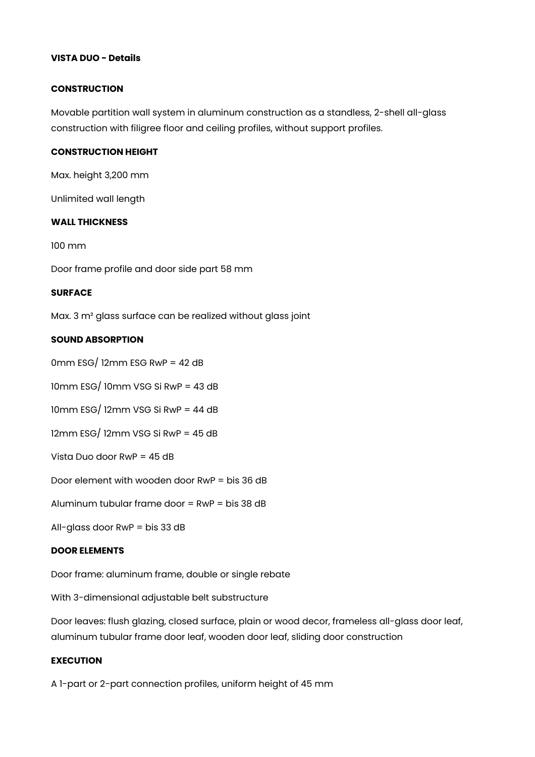**VISTA DUO - Details**

**CONSTRUCTION**

Movable partition wall system in aluminum construction as a standless, 2-shell all-glass construction with filigree floor and ceiling profiles, without support profiles.

**CONSTRUCTION HEIGHT**

Max. height 3,200 mm

Unlimited wall length

**WALL THICKNESS**

100 mm

Door frame profile and door side part 58 mm

**SURFACE**

Max. 3 m² glass surface can be realized without glass joint

**SOUND ABSORPTION**

0mm ESG/ 12mm ESG RwP = 42 dB

10mm ESG/ 10mm VSG Si RwP = 43 dB

10mm ESG/ 12mm VSG Si RwP = 44 dB

12mm ESG/ 12mm VSG Si RwP = 45 dB

Vista Duo door RwP = 45 dB

Door element with wooden door RwP = bis 36 dB

Aluminum tubular frame door = RwP = bis 38 dB

All-glass door RwP = bis 33 dB

**DOOR ELEMENTS**

Door frame: aluminum frame, double or single rebate

With 3-dimensional adjustable belt substructure

Door leaves: flush glazing, closed surface, plain or wood decor, frameless all-glass door leaf, aluminum tubular frame door leaf, wooden door leaf, sliding door construction

**EXECUTION**

A 1-part or 2-part connection profiles, uniform height of 45 mm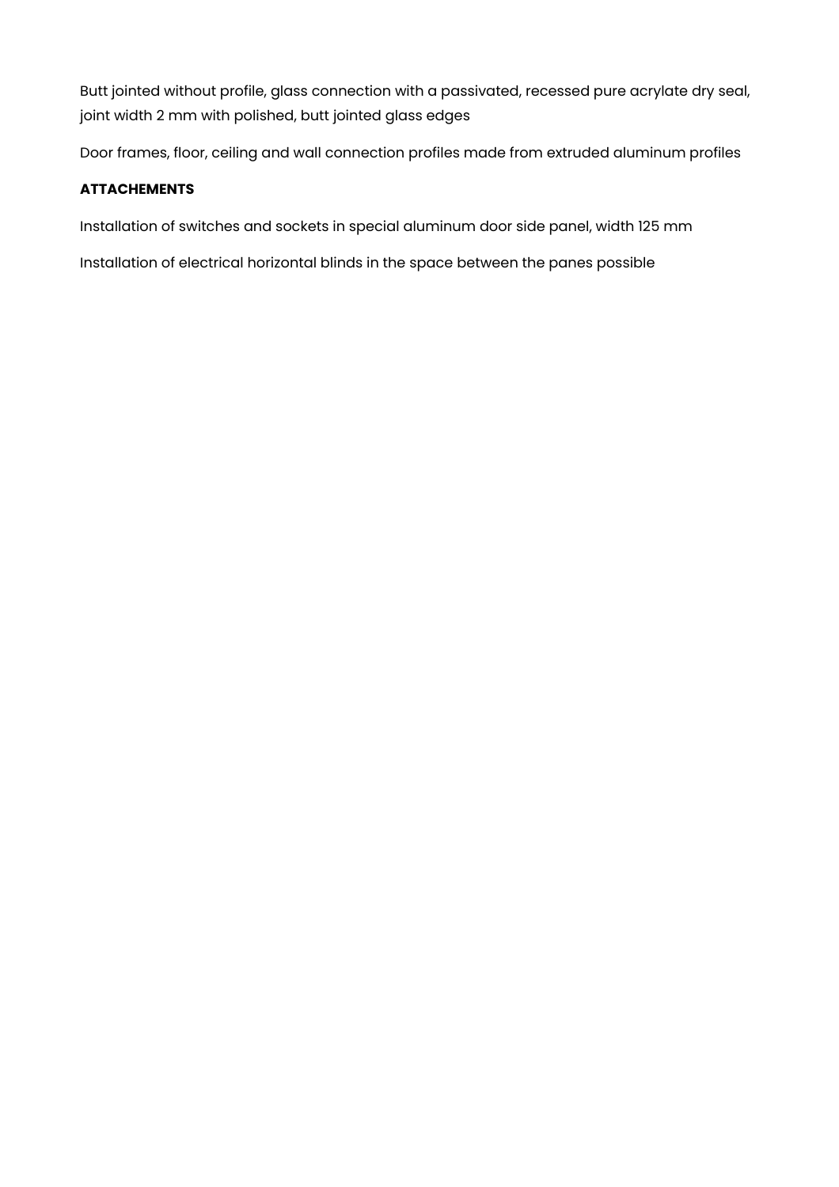Butt jointed without profile, glass connection with a passivated, recessed pure acrylate dry seal, joint width 2 mm with polished, butt jointed glass edges

Door frames, floor, ceiling and wall connection profiles made from extruded aluminum profiles

**ATTACHEMENTS**

Installation of switches and sockets in special aluminum door side panel, width 125 mm

Installation of electrical horizontal blinds in the space between the panes possible